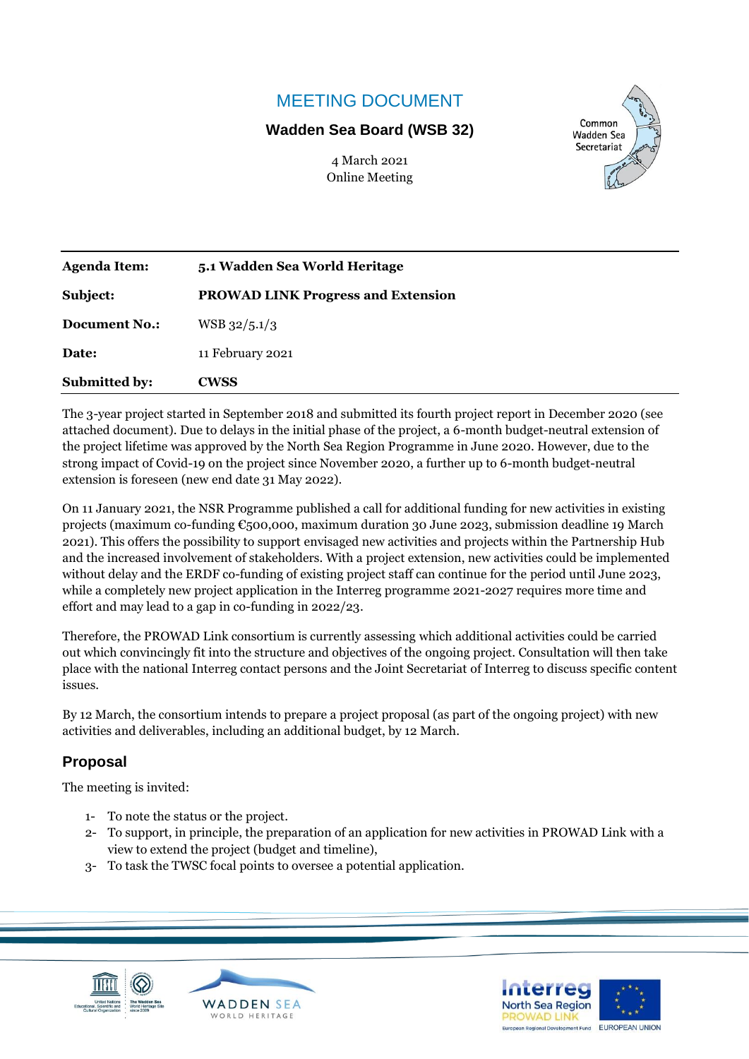# MEETING DOCUMENT

**Wadden Sea Board (WSB 32)**

4 March 2021
Online Meeting

Common Wadden Sea Secretariat

| **Agenda Item:** | **5.1 Wadden Sea World Heritage** |
|---|---|
| **Subject:** | **PROWAD LINK Progress and Extension** |
| **Document No.:** | WSB 32/5.1/3 |
| **Date:** | 11 February 2021 |
| **Submitted by:** | **CWSS** |

The 3-year project started in September 2018 and submitted its fourth project report in December 2020 (see attached document). Due to delays in the initial phase of the project, a 6-month budget-neutral extension of the project lifetime was approved by the North Sea Region Programme in June 2020. However, due to the strong impact of Covid-19 on the project since November 2020, a further up to 6-month budget-neutral extension is foreseen (new end date 31 May 2022).

On 11 January 2021, the NSR Programme published a call for additional funding for new activities in existing projects (maximum co-funding €500,000, maximum duration 30 June 2023, submission deadline 19 March 2021). This offers the possibility to support envisaged new activities and projects within the Partnership Hub and the increased involvement of stakeholders. With a project extension, new activities could be implemented without delay and the ERDF co-funding of existing project staff can continue for the period until June 2023, while a completely new project application in the Interreg programme 2021-2027 requires more time and effort and may lead to a gap in co-funding in 2022/23.

Therefore, the PROWAD Link consortium is currently assessing which additional activities could be carried out which convincingly fit into the structure and objectives of the ongoing project. Consultation will then take place with the national Interreg contact persons and the Joint Secretariat of Interreg to discuss specific content issues.

By 12 March, the consortium intends to prepare a project proposal (as part of the ongoing project) with new activities and deliverables, including an additional budget, by 12 March.

## Proposal

The meeting is invited:

1- To note the status or the project.
2- To support, in principle, the preparation of an application for new activities in PROWAD Link with a view to extend the project (budget and timeline),
3- To task the TWSC focal points to oversee a potential application.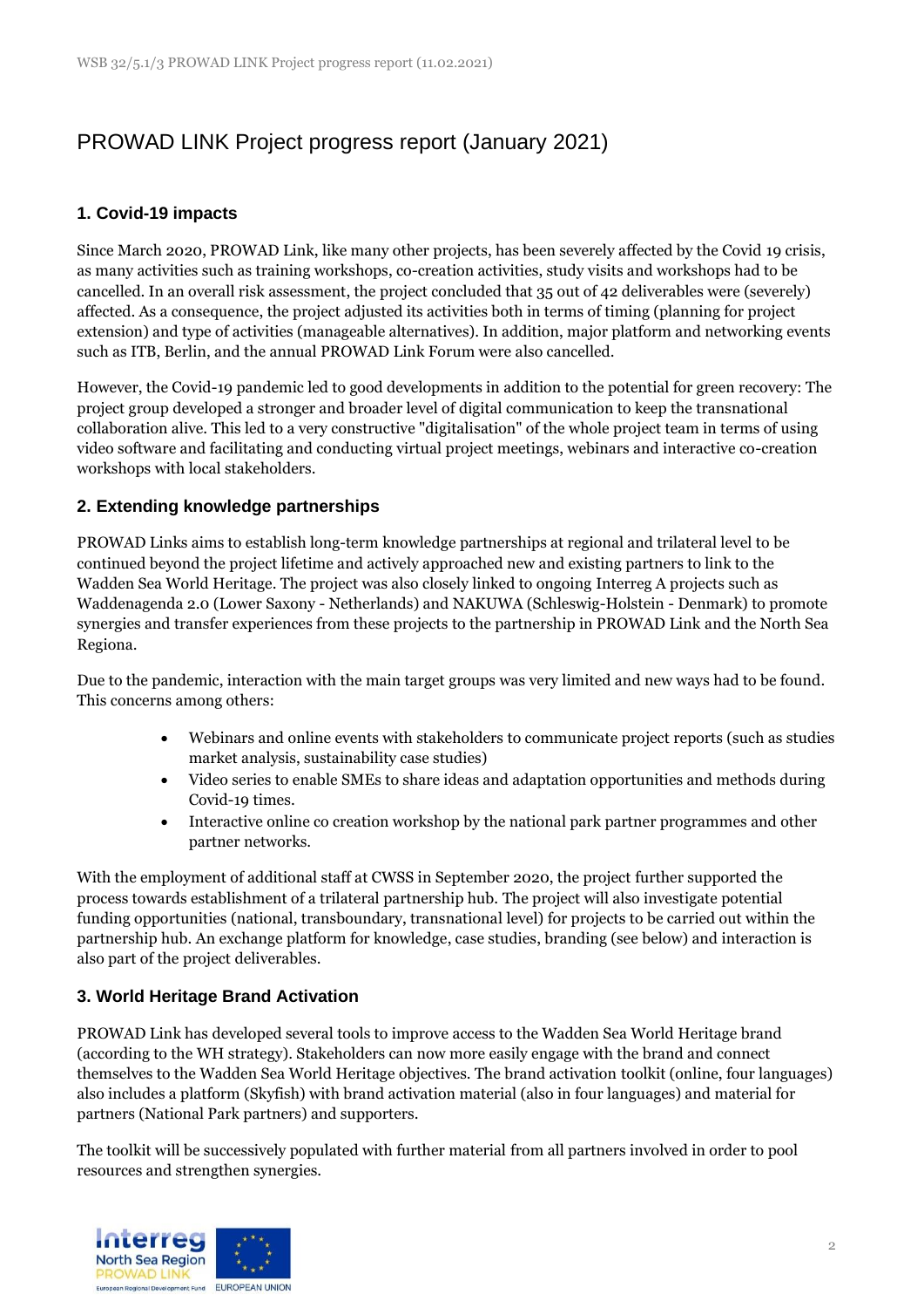# PROWAD LINK Project progress report (January 2021)

### 1. Covid-19 impacts

Since March 2020, PROWAD Link, like many other projects, has been severely affected by the Covid 19 crisis, as many activities such as training workshops, co-creation activities, study visits and workshops had to be cancelled. In an overall risk assessment, the project concluded that 35 out of 42 deliverables were (severely) affected. As a consequence, the project adjusted its activities both in terms of timing (planning for project extension) and type of activities (manageable alternatives). In addition, major platform and networking events such as ITB, Berlin, and the annual PROWAD Link Forum were also cancelled.

However, the Covid-19 pandemic led to good developments in addition to the potential for green recovery: The project group developed a stronger and broader level of digital communication to keep the transnational collaboration alive. This led to a very constructive "digitalisation" of the whole project team in terms of using video software and facilitating and conducting virtual project meetings, webinars and interactive co-creation workshops with local stakeholders.

### 2. Extending knowledge partnerships

PROWAD Links aims to establish long-term knowledge partnerships at regional and trilateral level to be continued beyond the project lifetime and actively approached new and existing partners to link to the Wadden Sea World Heritage. The project was also closely linked to ongoing Interreg A projects such as Waddenagenda 2.0 (Lower Saxony - Netherlands) and NAKUWA (Schleswig-Holstein - Denmark) to promote synergies and transfer experiences from these projects to the partnership in PROWAD Link and the North Sea Regiona.

Due to the pandemic, interaction with the main target groups was very limited and new ways had to be found. This concerns among others:

- Webinars and online events with stakeholders to communicate project reports (such as studies market analysis, sustainability case studies)
- Video series to enable SMEs to share ideas and adaptation opportunities and methods during Covid-19 times.
- Interactive online co creation workshop by the national park partner programmes and other partner networks.

With the employment of additional staff at CWSS in September 2020, the project further supported the process towards establishment of a trilateral partnership hub. The project will also investigate potential funding opportunities (national, transboundary, transnational level) for projects to be carried out within the partnership hub. An exchange platform for knowledge, case studies, branding (see below) and interaction is also part of the project deliverables.

### 3. World Heritage Brand Activation

PROWAD Link has developed several tools to improve access to the Wadden Sea World Heritage brand (according to the WH strategy). Stakeholders can now more easily engage with the brand and connect themselves to the Wadden Sea World Heritage objectives. The brand activation toolkit (online, four languages) also includes a platform (Skyfish) with brand activation material (also in four languages) and material for partners (National Park partners) and supporters.

The toolkit will be successively populated with further material from all partners involved in order to pool resources and strengthen synergies.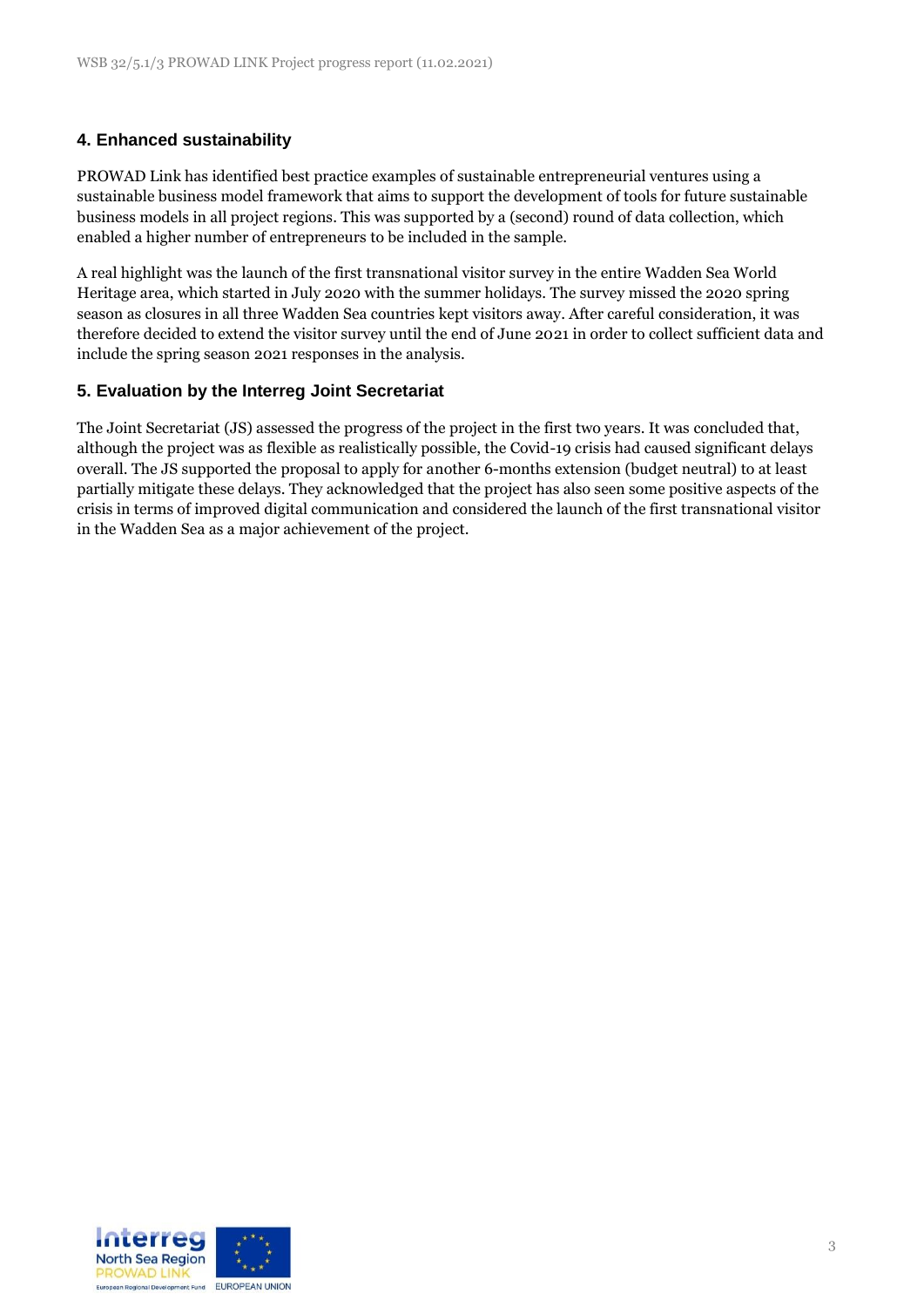## 4. Enhanced sustainability

PROWAD Link has identified best practice examples of sustainable entrepreneurial ventures using a sustainable business model framework that aims to support the development of tools for future sustainable business models in all project regions. This was supported by a (second) round of data collection, which enabled a higher number of entrepreneurs to be included in the sample.

A real highlight was the launch of the first transnational visitor survey in the entire Wadden Sea World Heritage area, which started in July 2020 with the summer holidays. The survey missed the 2020 spring season as closures in all three Wadden Sea countries kept visitors away. After careful consideration, it was therefore decided to extend the visitor survey until the end of June 2021 in order to collect sufficient data and include the spring season 2021 responses in the analysis.

## 5. Evaluation by the Interreg Joint Secretariat

The Joint Secretariat (JS) assessed the progress of the project in the first two years. It was concluded that, although the project was as flexible as realistically possible, the Covid-19 crisis had caused significant delays overall. The JS supported the proposal to apply for another 6-months extension (budget neutral) to at least partially mitigate these delays. They acknowledged that the project has also seen some positive aspects of the crisis in terms of improved digital communication and considered the launch of the first transnational visitor in the Wadden Sea as a major achievement of the project.